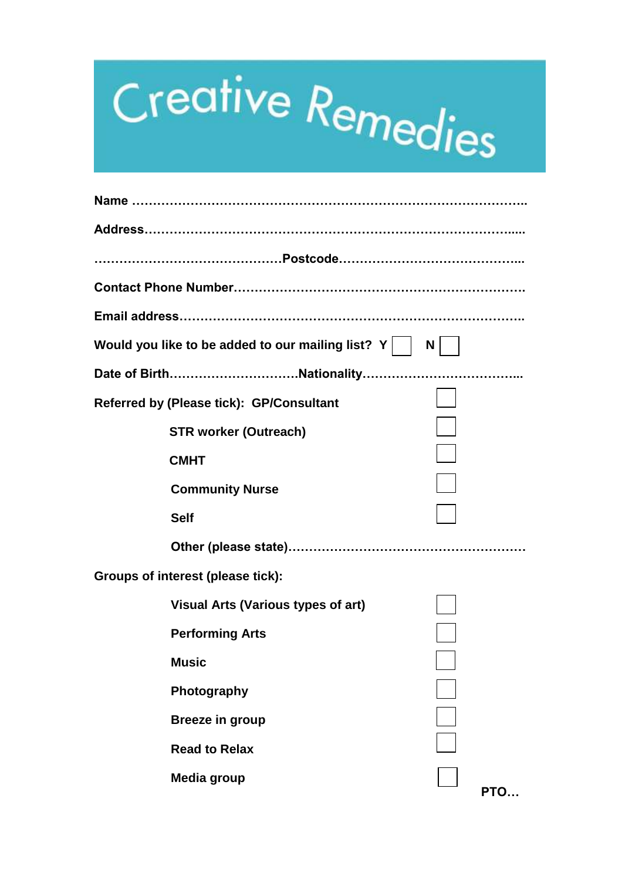# Creative Remedies

**Name** ……………………………………………………………………………………..

**Address**…………………………………………………………………………….....

……………………………………**Postcode**……………………………………...

**Contact Phone Number**…………………………………………………………….

**Email address**…………………………………………………………………………..

**Would you like to be added to our mailing list? Y** ☐ **N** ☐

**Date of Birth**………………………….**Nationality**………………………………...

**Referred by (Please tick): GP/Consultant** ☐

**STR worker (Outreach)** ☐

**CMHT** ☐

**Community Nurse** ☐

**Self** ☐

**Other (please state)**…………………………………………………

**Groups of interest (please tick):**

**Visual Arts (Various types of art)** ☐

**Performing Arts** ☐

**Music** ☐

**Photography** ☐

**Breeze in group** ☐

**Read to Relax** ☐

**Media group** ☐

**PTO…**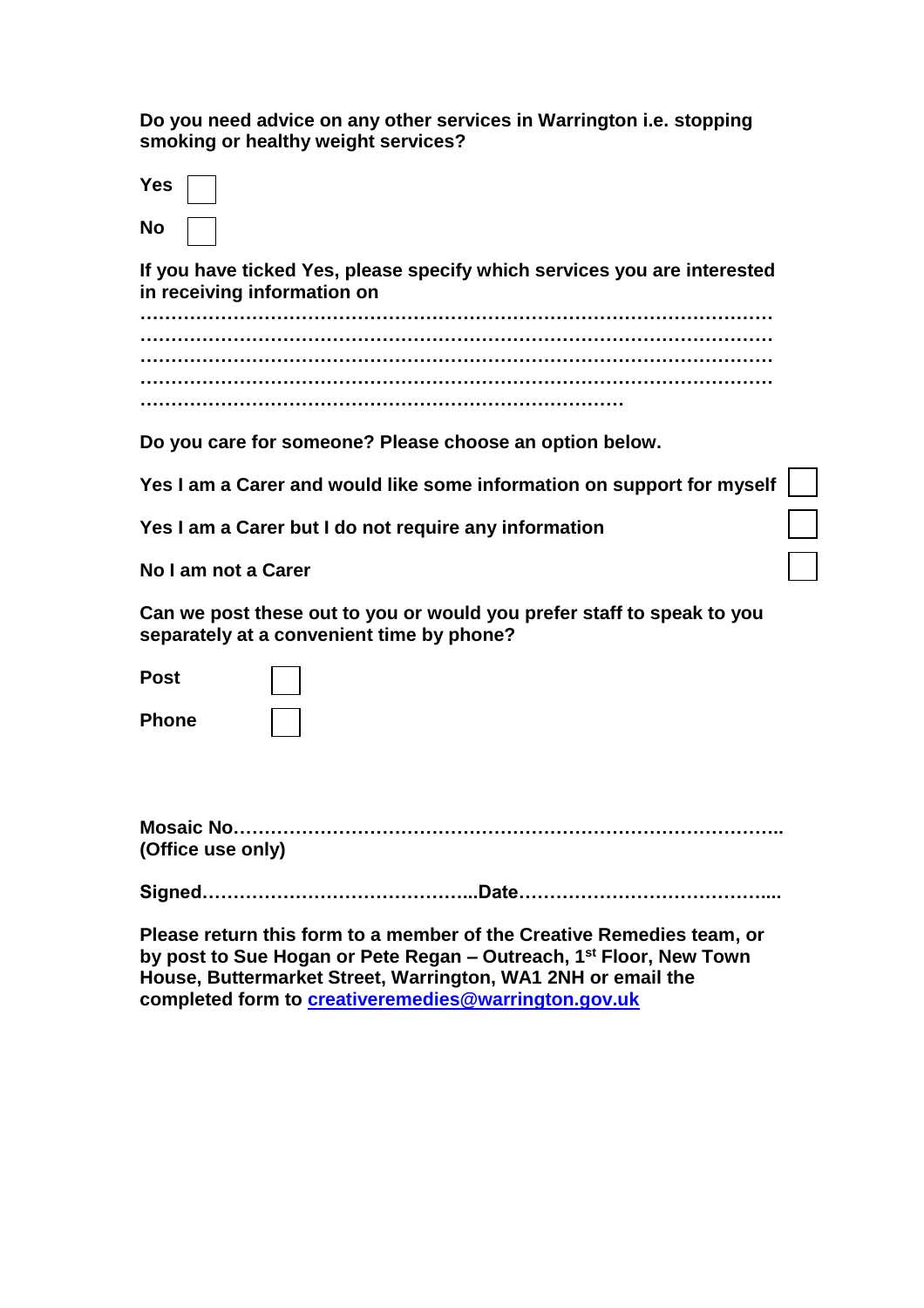**Do you need advice on any other services in Warrington i.e. stopping smoking or healthy weight services?**

**Yes** ☐

**No** ☐

**If you have ticked Yes, please specify which services you are interested in receiving information on**

**……………………………………………………………………………………………**
**……………………………………………………………………………………………**
**……………………………………………………………………………………………**
**……………………………………………………………………………………………**
**……………………………………………………………………**

**Do you care for someone? Please choose an option below.**

**Yes I am a Carer and would like some information on support for myself** ☐

**Yes I am a Carer but I do not require any information** ☐

**No I am not a Carer** ☐

**Can we post these out to you or would you prefer staff to speak to you separately at a convenient time by phone?**

**Post** ☐

**Phone** ☐

**Mosaic No…………………………………………………………………………….. (Office use only)**

**Signed……………………………………...Date………………………………….....**

**Please return this form to a member of the Creative Remedies team, or by post to Sue Hogan or Pete Regan – Outreach, 1st Floor, New Town House, Buttermarket Street, Warrington, WA1 2NH or email the completed form to [creativeremedies@warrington.gov.uk](mailto:creativeremedies@warrington.gov.uk)**